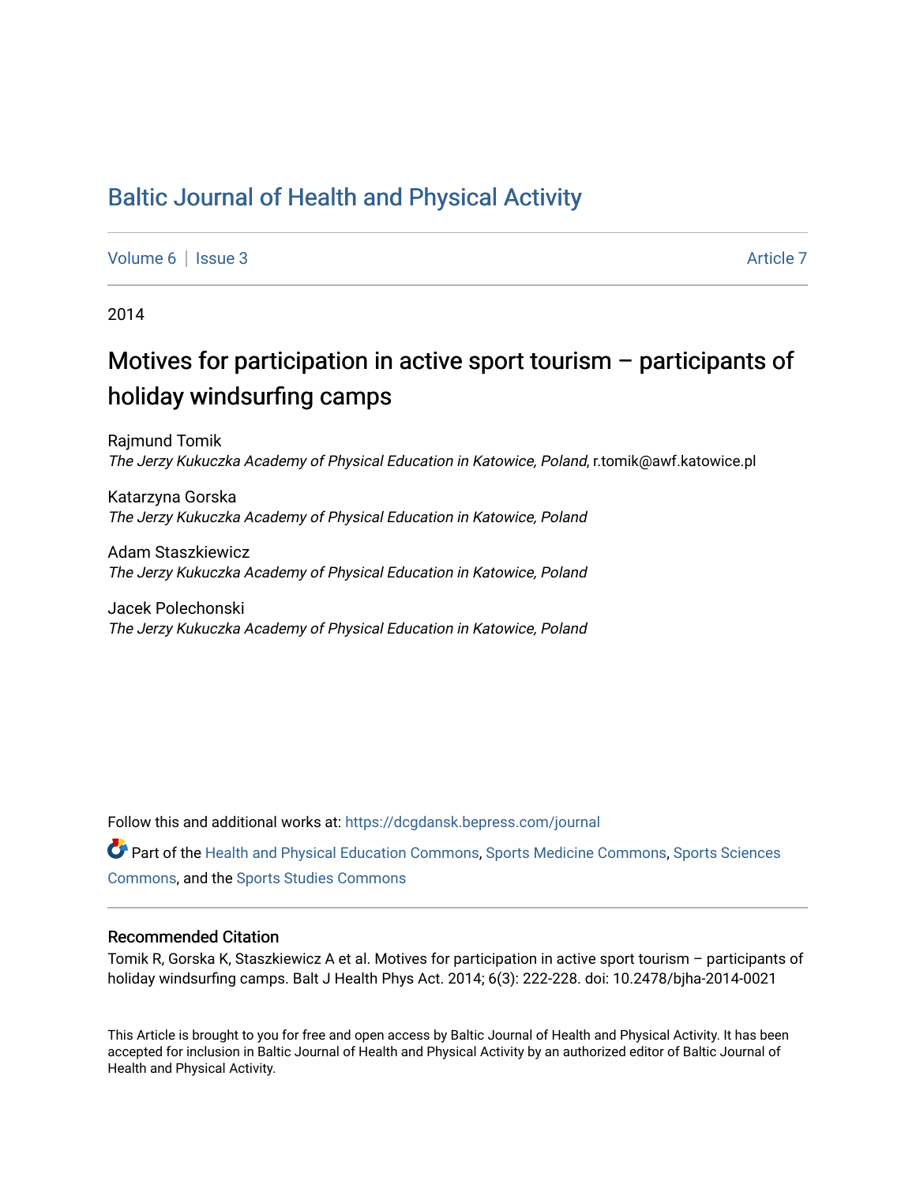# Baltic Journal of Health and Physical Activity

Volume 6 | Issue 3 Article 7

2014

## Motives for participation in active sport tourism – participants of holiday windsurfing camps

Rajmund Tomik
*The Jerzy Kukuczka Academy of Physical Education in Katowice, Poland*, r.tomik@awf.katowice.pl

Katarzyna Gorska
*The Jerzy Kukuczka Academy of Physical Education in Katowice, Poland*

Adam Staszkiewicz
*The Jerzy Kukuczka Academy of Physical Education in Katowice, Poland*

Jacek Polechonski
*The Jerzy Kukuczka Academy of Physical Education in Katowice, Poland*

Follow this and additional works at: https://dcgdansk.bepress.com/journal

Part of the Health and Physical Education Commons, Sports Medicine Commons, Sports Sciences Commons, and the Sports Studies Commons

### Recommended Citation

Tomik R, Gorska K, Staszkiewicz A et al. Motives for participation in active sport tourism – participants of holiday windsurfing camps. Balt J Health Phys Act. 2014; 6(3): 222-228. doi: 10.2478/bjha-2014-0021

This Article is brought to you for free and open access by Baltic Journal of Health and Physical Activity. It has been accepted for inclusion in Baltic Journal of Health and Physical Activity by an authorized editor of Baltic Journal of Health and Physical Activity.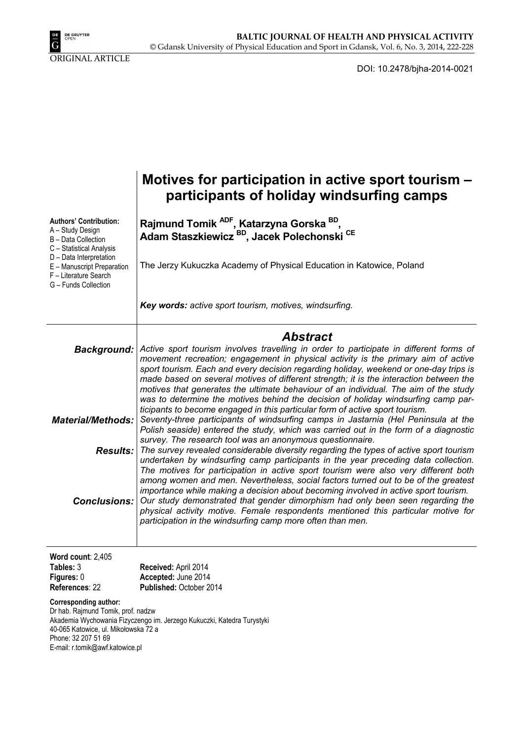ORIGINAL ARTICLE

DOI: 10.2478/bjha-2014-0021

# Motives for participation in active sport tourism – participants of holiday windsurfing camps

**Authors' Contribution:**
A – Study Design
B – Data Collection
C – Statistical Analysis
D – Data Interpretation
E – Manuscript Preparation
F – Literature Search
G – Funds Collection

**Rajmund Tomik [ADF], Katarzyna Gorska [BD], Adam Staszkiewicz [BD], Jacek Polechonski [CE]**

The Jerzy Kukuczka Academy of Physical Education in Katowice, Poland

***Key words:*** *active sport tourism, motives, windsurfing.*

## *Abstract*

***Background:*** *Active sport tourism involves travelling in order to participate in different forms of movement recreation; engagement in physical activity is the primary aim of active sport tourism. Each and every decision regarding holiday, weekend or one-day trips is made based on several motives of different strength; it is the interaction between the motives that generates the ultimate behaviour of an individual. The aim of the study was to determine the motives behind the decision of holiday windsurfing camp participants to become engaged in this particular form of active sport tourism.*

***Material/Methods:*** *Seventy-three participants of windsurfing camps in Jastarnia (Hel Peninsula at the Polish seaside) entered the study, which was carried out in the form of a diagnostic survey. The research tool was an anonymous questionnaire.*

***Results:*** *The survey revealed considerable diversity regarding the types of active sport tourism undertaken by windsurfing camp participants in the year preceding data collection. The motives for participation in active sport tourism were also very different both among women and men. Nevertheless, social factors turned out to be of the greatest importance while making a decision about becoming involved in active sport tourism.*

***Conclusions:*** *Our study demonstrated that gender dimorphism had only been seen regarding the physical activity motive. Female respondents mentioned this particular motive for participation in the windsurfing camp more often than men.*

**Word count**: 2,405
**Tables:** 3
**Figures:** 0
**References**: 22

**Received:** April 2014
**Accepted:** June 2014
**Published:** October 2014

**Corresponding author:**
Dr hab. Rajmund Tomik, prof. nadzw
Akademia Wychowania Fizycznego im. Jerzego Kukuczki, Katedra Turystyki
40-065 Katowice, ul. Mikołowska 72 a
Phone: 32 207 51 69
E-mail: r.tomik@awf.katowice.pl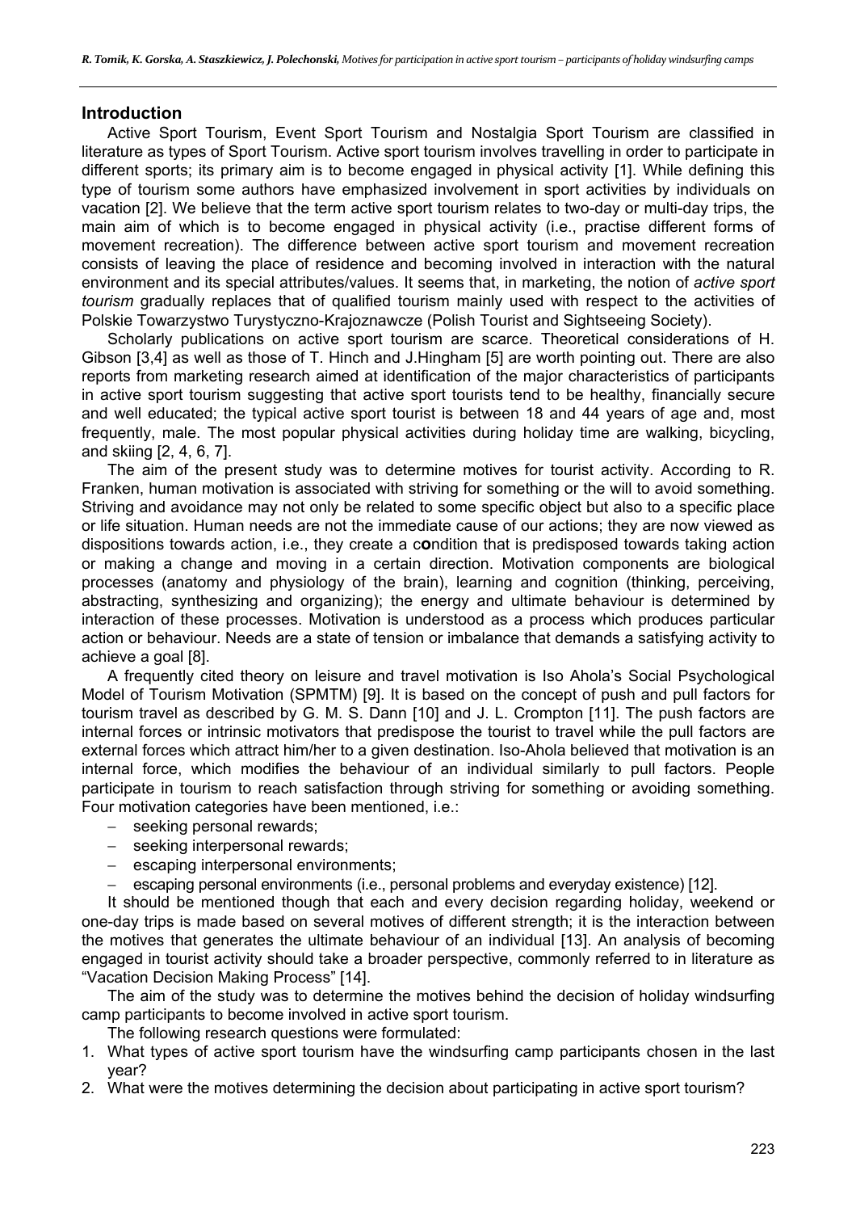## Introduction

Active Sport Tourism, Event Sport Tourism and Nostalgia Sport Tourism are classified in literature as types of Sport Tourism. Active sport tourism involves travelling in order to participate in different sports; its primary aim is to become engaged in physical activity [1]. While defining this type of tourism some authors have emphasized involvement in sport activities by individuals on vacation [2]. We believe that the term active sport tourism relates to two-day or multi-day trips, the main aim of which is to become engaged in physical activity (i.e., practise different forms of movement recreation). The difference between active sport tourism and movement recreation consists of leaving the place of residence and becoming involved in interaction with the natural environment and its special attributes/values. It seems that, in marketing, the notion of *active sport tourism* gradually replaces that of qualified tourism mainly used with respect to the activities of Polskie Towarzystwo Turystyczno-Krajoznawcze (Polish Tourist and Sightseeing Society).

Scholarly publications on active sport tourism are scarce. Theoretical considerations of H. Gibson [3,4] as well as those of T. Hinch and J.Hingham [5] are worth pointing out. There are also reports from marketing research aimed at identification of the major characteristics of participants in active sport tourism suggesting that active sport tourists tend to be healthy, financially secure and well educated; the typical active sport tourist is between 18 and 44 years of age and, most frequently, male. The most popular physical activities during holiday time are walking, bicycling, and skiing [2, 4, 6, 7].

The aim of the present study was to determine motives for tourist activity. According to R. Franken, human motivation is associated with striving for something or the will to avoid something. Striving and avoidance may not only be related to some specific object but also to a specific place or life situation. Human needs are not the immediate cause of our actions; they are now viewed as dispositions towards action, i.e., they create a c**o**ndition that is predisposed towards taking action or making a change and moving in a certain direction. Motivation components are biological processes (anatomy and physiology of the brain), learning and cognition (thinking, perceiving, abstracting, synthesizing and organizing); the energy and ultimate behaviour is determined by interaction of these processes. Motivation is understood as a process which produces particular action or behaviour. Needs are a state of tension or imbalance that demands a satisfying activity to achieve a goal [8].

A frequently cited theory on leisure and travel motivation is Iso Ahola's Social Psychological Model of Tourism Motivation (SPMTM) [9]. It is based on the concept of push and pull factors for tourism travel as described by G. M. S. Dann [10] and J. L. Crompton [11]. The push factors are internal forces or intrinsic motivators that predispose the tourist to travel while the pull factors are external forces which attract him/her to a given destination. Iso-Ahola believed that motivation is an internal force, which modifies the behaviour of an individual similarly to pull factors. People participate in tourism to reach satisfaction through striving for something or avoiding something. Four motivation categories have been mentioned, i.e.:

- seeking personal rewards;
- seeking interpersonal rewards;
- escaping interpersonal environments;
- escaping personal environments (i.e., personal problems and everyday existence) [12].

It should be mentioned though that each and every decision regarding holiday, weekend or one-day trips is made based on several motives of different strength; it is the interaction between the motives that generates the ultimate behaviour of an individual [13]. An analysis of becoming engaged in tourist activity should take a broader perspective, commonly referred to in literature as "Vacation Decision Making Process" [14].

The aim of the study was to determine the motives behind the decision of holiday windsurfing camp participants to become involved in active sport tourism.

The following research questions were formulated:

1. What types of active sport tourism have the windsurfing camp participants chosen in the last year?
2. What were the motives determining the decision about participating in active sport tourism?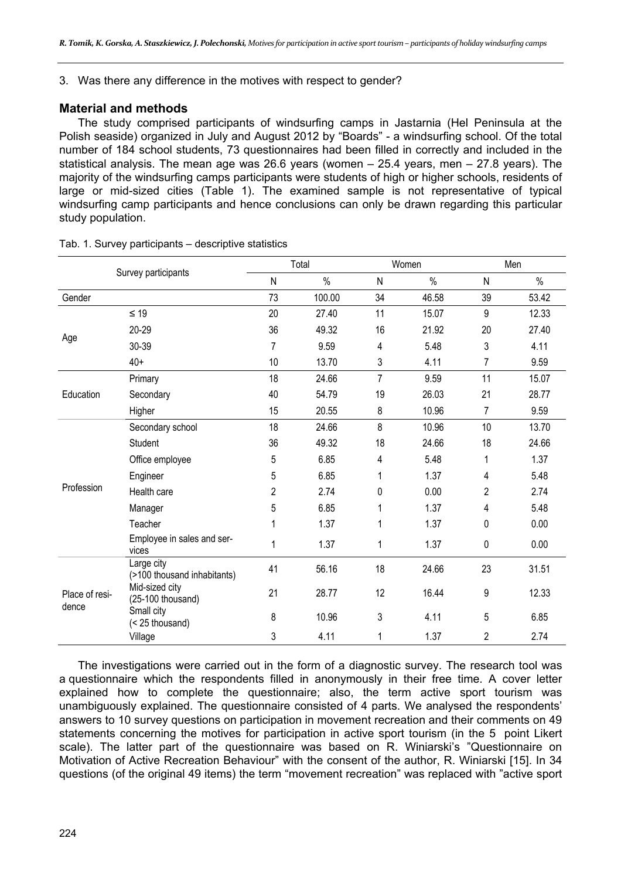3. Was there any difference in the motives with respect to gender?

## Material and methods

The study comprised participants of windsurfing camps in Jastarnia (Hel Peninsula at the Polish seaside) organized in July and August 2012 by "Boards" - a windsurfing school. Of the total number of 184 school students, 73 questionnaires had been filled in correctly and included in the statistical analysis. The mean age was 26.6 years (women – 25.4 years, men – 27.8 years). The majority of the windsurfing camps participants were students of high or higher schools, residents of large or mid-sized cities (Table 1). The examined sample is not representative of typical windsurfing camp participants and hence conclusions can only be drawn regarding this particular study population.

Tab. 1. Survey participants – descriptive statistics

| Survey participants | | Total | | Women | | Men | |
|---|---|---|---|---|---|---|---|
| | | N | % | N | % | N | % |
| Gender | | 73 | 100.00 | 34 | 46.58 | 39 | 53.42 |
| Age | ≤ 19 | 20 | 27.40 | 11 | 15.07 | 9 | 12.33 |
| | 20-29 | 36 | 49.32 | 16 | 21.92 | 20 | 27.40 |
| | 30-39 | 7 | 9.59 | 4 | 5.48 | 3 | 4.11 |
| | 40+ | 10 | 13.70 | 3 | 4.11 | 7 | 9.59 |
| Education | Primary | 18 | 24.66 | 7 | 9.59 | 11 | 15.07 |
| | Secondary | 40 | 54.79 | 19 | 26.03 | 21 | 28.77 |
| | Higher | 15 | 20.55 | 8 | 10.96 | 7 | 9.59 |
| Profession | Secondary school | 18 | 24.66 | 8 | 10.96 | 10 | 13.70 |
| | Student | 36 | 49.32 | 18 | 24.66 | 18 | 24.66 |
| | Office employee | 5 | 6.85 | 4 | 5.48 | 1 | 1.37 |
| | Engineer | 5 | 6.85 | 1 | 1.37 | 4 | 5.48 |
| | Health care | 2 | 2.74 | 0 | 0.00 | 2 | 2.74 |
| | Manager | 5 | 6.85 | 1 | 1.37 | 4 | 5.48 |
| | Teacher | 1 | 1.37 | 1 | 1.37 | 0 | 0.00 |
| | Employee in sales and services | 1 | 1.37 | 1 | 1.37 | 0 | 0.00 |
| Place of residence | Large city (>100 thousand inhabitants) | 41 | 56.16 | 18 | 24.66 | 23 | 31.51 |
| | Mid-sized city (25-100 thousand) | 21 | 28.77 | 12 | 16.44 | 9 | 12.33 |
| | Small city (< 25 thousand) | 8 | 10.96 | 3 | 4.11 | 5 | 6.85 |
| | Village | 3 | 4.11 | 1 | 1.37 | 2 | 2.74 |

The investigations were carried out in the form of a diagnostic survey. The research tool was a questionnaire which the respondents filled in anonymously in their free time. A cover letter explained how to complete the questionnaire; also, the term active sport tourism was unambiguously explained. The questionnaire consisted of 4 parts. We analysed the respondents' answers to 10 survey questions on participation in movement recreation and their comments on 49 statements concerning the motives for participation in active sport tourism (in the 5 point Likert scale). The latter part of the questionnaire was based on R. Winiarski's "Questionnaire on Motivation of Active Recreation Behaviour" with the consent of the author, R. Winiarski [15]. In 34 questions (of the original 49 items) the term "movement recreation" was replaced with "active sport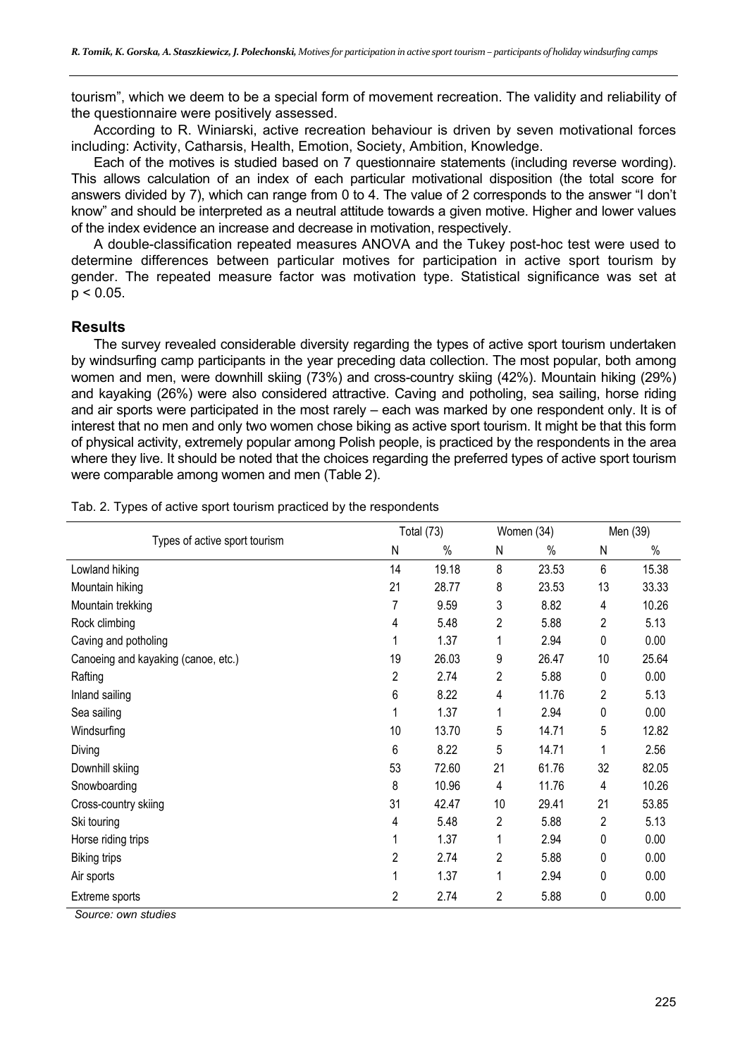tourism", which we deem to be a special form of movement recreation. The validity and reliability of the questionnaire were positively assessed.

According to R. Winiarski, active recreation behaviour is driven by seven motivational forces including: Activity, Catharsis, Health, Emotion, Society, Ambition, Knowledge.

Each of the motives is studied based on 7 questionnaire statements (including reverse wording). This allows calculation of an index of each particular motivational disposition (the total score for answers divided by 7), which can range from 0 to 4. The value of 2 corresponds to the answer "I don't know" and should be interpreted as a neutral attitude towards a given motive. Higher and lower values of the index evidence an increase and decrease in motivation, respectively.

A double-classification repeated measures ANOVA and the Tukey post-hoc test were used to determine differences between particular motives for participation in active sport tourism by gender. The repeated measure factor was motivation type. Statistical significance was set at $p < 0.05$.

## Results

The survey revealed considerable diversity regarding the types of active sport tourism undertaken by windsurfing camp participants in the year preceding data collection. The most popular, both among women and men, were downhill skiing (73%) and cross-country skiing (42%). Mountain hiking (29%) and kayaking (26%) were also considered attractive. Caving and potholing, sea sailing, horse riding and air sports were participated in the most rarely – each was marked by one respondent only. It is of interest that no men and only two women chose biking as active sport tourism. It might be that this form of physical activity, extremely popular among Polish people, is practiced by the respondents in the area where they live. It should be noted that the choices regarding the preferred types of active sport tourism were comparable among women and men (Table 2).

Tab. 2. Types of active sport tourism practiced by the respondents

| Types of active sport tourism | Total (73) | | Women (34) | | Men (39) | |
|---|---|---|---|---|---|---|
| | N | % | N | % | N | % |
| Lowland hiking | 14 | 19.18 | 8 | 23.53 | 6 | 15.38 |
| Mountain hiking | 21 | 28.77 | 8 | 23.53 | 13 | 33.33 |
| Mountain trekking | 7 | 9.59 | 3 | 8.82 | 4 | 10.26 |
| Rock climbing | 4 | 5.48 | 2 | 5.88 | 2 | 5.13 |
| Caving and potholing | 1 | 1.37 | 1 | 2.94 | 0 | 0.00 |
| Canoeing and kayaking (canoe, etc.) | 19 | 26.03 | 9 | 26.47 | 10 | 25.64 |
| Rafting | 2 | 2.74 | 2 | 5.88 | 0 | 0.00 |
| Inland sailing | 6 | 8.22 | 4 | 11.76 | 2 | 5.13 |
| Sea sailing | 1 | 1.37 | 1 | 2.94 | 0 | 0.00 |
| Windsurfing | 10 | 13.70 | 5 | 14.71 | 5 | 12.82 |
| Diving | 6 | 8.22 | 5 | 14.71 | 1 | 2.56 |
| Downhill skiing | 53 | 72.60 | 21 | 61.76 | 32 | 82.05 |
| Snowboarding | 8 | 10.96 | 4 | 11.76 | 4 | 10.26 |
| Cross-country skiing | 31 | 42.47 | 10 | 29.41 | 21 | 53.85 |
| Ski touring | 4 | 5.48 | 2 | 5.88 | 2 | 5.13 |
| Horse riding trips | 1 | 1.37 | 1 | 2.94 | 0 | 0.00 |
| Biking trips | 2 | 2.74 | 2 | 5.88 | 0 | 0.00 |
| Air sports | 1 | 1.37 | 1 | 2.94 | 0 | 0.00 |
| Extreme sports | 2 | 2.74 | 2 | 5.88 | 0 | 0.00 |

*Source: own studies*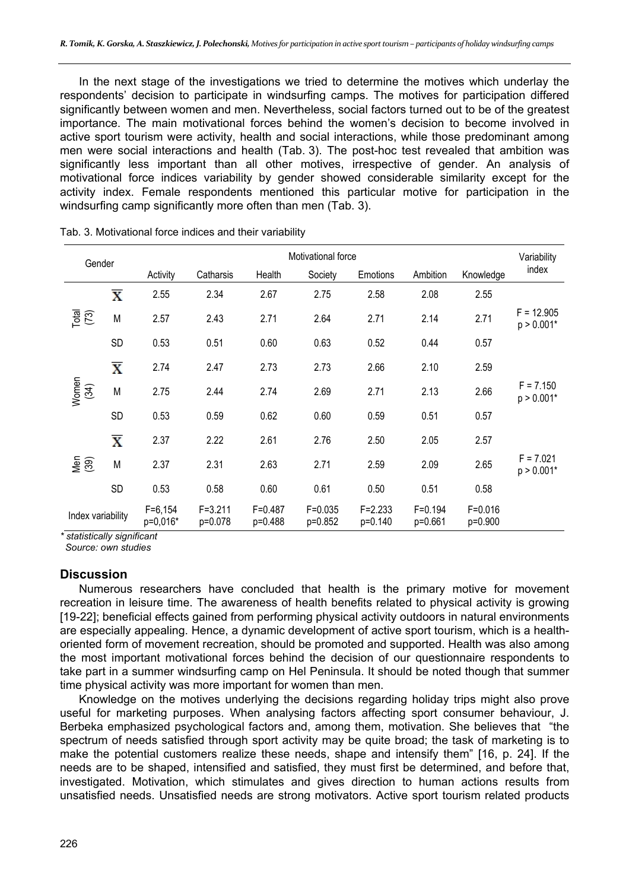In the next stage of the investigations we tried to determine the motives which underlay the respondents' decision to participate in windsurfing camps. The motives for participation differed significantly between women and men. Nevertheless, social factors turned out to be of the greatest importance. The main motivational forces behind the women's decision to become involved in active sport tourism were activity, health and social interactions, while those predominant among men were social interactions and health (Tab. 3). The post-hoc test revealed that ambition was significantly less important than all other motives, irrespective of gender. An analysis of motivational force indices variability by gender showed considerable similarity except for the activity index. Female respondents mentioned this particular motive for participation in the windsurfing camp significantly more often than men (Tab. 3).

Tab. 3. Motivational force indices and their variability

| Gender | | Motivational force | | | | | | | Variability index |
|---|---|---|---|---|---|---|---|---|---|
| | | Activity | Catharsis | Health | Society | Emotions | Ambition | Knowledge | |
| Total (73) | $\overline{X}$ | 2.55 | 2.34 | 2.67 | 2.75 | 2.58 | 2.08 | 2.55 | |
| | M | 2.57 | 2.43 | 2.71 | 2.64 | 2.71 | 2.14 | 2.71 | F = 12.905 p > 0.001* |
| | SD | 0.53 | 0.51 | 0.60 | 0.63 | 0.52 | 0.44 | 0.57 | |
| Women (34) | $\overline{X}$ | 2.74 | 2.47 | 2.73 | 2.73 | 2.66 | 2.10 | 2.59 | |
| | M | 2.75 | 2.44 | 2.74 | 2.69 | 2.71 | 2.13 | 2.66 | F = 7.150 p > 0.001* |
| | SD | 0.53 | 0.59 | 0.62 | 0.60 | 0.59 | 0.51 | 0.57 | |
| Men (39) | $\overline{X}$ | 2.37 | 2.22 | 2.61 | 2.76 | 2.50 | 2.05 | 2.57 | |
| | M | 2.37 | 2.31 | 2.63 | 2.71 | 2.59 | 2.09 | 2.65 | F = 7.021 p > 0.001* |
| | SD | 0.53 | 0.58 | 0.60 | 0.61 | 0.50 | 0.51 | 0.58 | |
| Index variability | | F=6,154 p=0,016* | F=3.211 p=0.078 | F=0.487 p=0.488 | F=0.035 p=0.852 | F=2.233 p=0.140 | F=0.194 p=0.661 | F=0.016 p=0.900 | |

*\* statistically significant*
*Source: own studies*

## Discussion

Numerous researchers have concluded that health is the primary motive for movement recreation in leisure time. The awareness of health benefits related to physical activity is growing [19-22]; beneficial effects gained from performing physical activity outdoors in natural environments are especially appealing. Hence, a dynamic development of active sport tourism, which is a health-oriented form of movement recreation, should be promoted and supported. Health was also among the most important motivational forces behind the decision of our questionnaire respondents to take part in a summer windsurfing camp on Hel Peninsula. It should be noted though that summer time physical activity was more important for women than men.

Knowledge on the motives underlying the decisions regarding holiday trips might also prove useful for marketing purposes. When analysing factors affecting sport consumer behaviour, J. Berbeka emphasized psychological factors and, among them, motivation. She believes that "the spectrum of needs satisfied through sport activity may be quite broad; the task of marketing is to make the potential customers realize these needs, shape and intensify them" [16, p. 24]. If the needs are to be shaped, intensified and satisfied, they must first be determined, and before that, investigated. Motivation, which stimulates and gives direction to human actions results from unsatisfied needs. Unsatisfied needs are strong motivators. Active sport tourism related products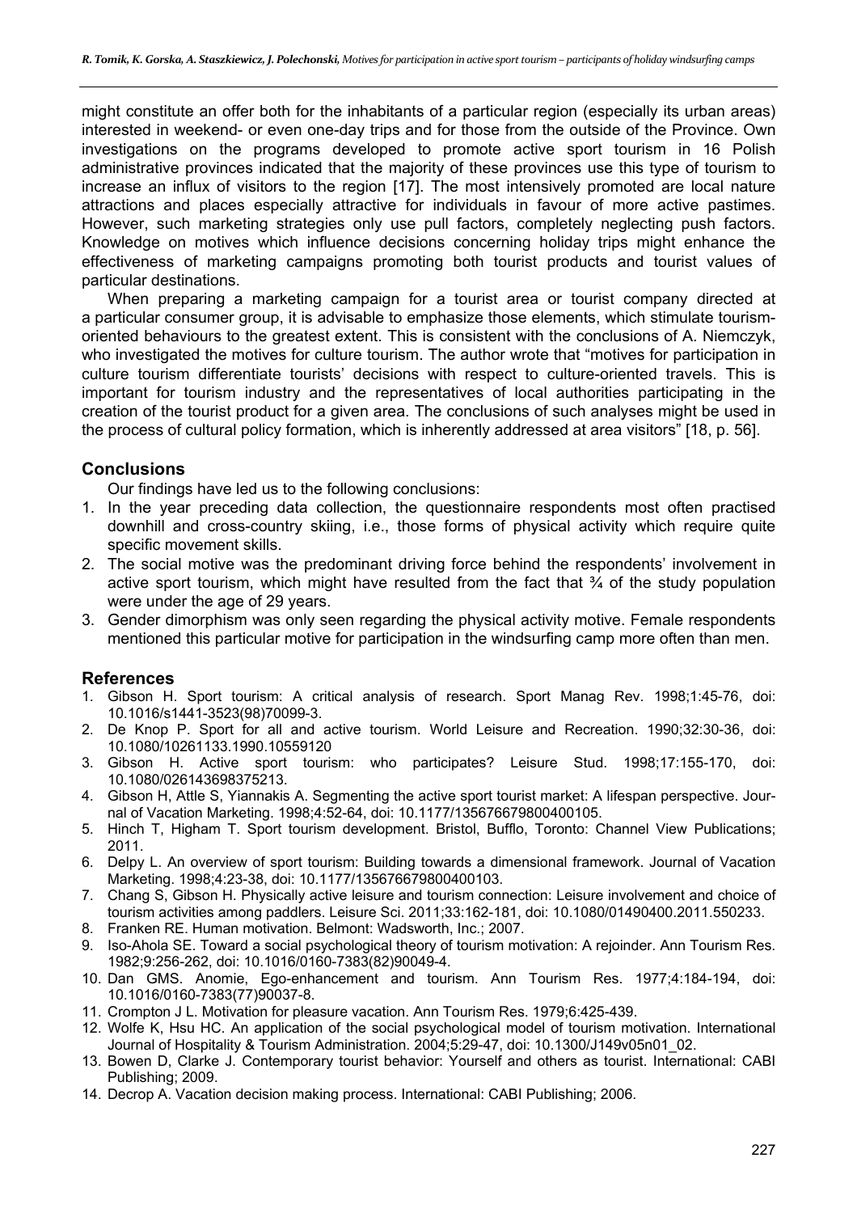might constitute an offer both for the inhabitants of a particular region (especially its urban areas) interested in weekend- or even one-day trips and for those from the outside of the Province. Own investigations on the programs developed to promote active sport tourism in 16 Polish administrative provinces indicated that the majority of these provinces use this type of tourism to increase an influx of visitors to the region [17]. The most intensively promoted are local nature attractions and places especially attractive for individuals in favour of more active pastimes. However, such marketing strategies only use pull factors, completely neglecting push factors. Knowledge on motives which influence decisions concerning holiday trips might enhance the effectiveness of marketing campaigns promoting both tourist products and tourist values of particular destinations.

When preparing a marketing campaign for a tourist area or tourist company directed at a particular consumer group, it is advisable to emphasize those elements, which stimulate tourism-oriented behaviours to the greatest extent. This is consistent with the conclusions of A. Niemczyk, who investigated the motives for culture tourism. The author wrote that "motives for participation in culture tourism differentiate tourists' decisions with respect to culture-oriented travels. This is important for tourism industry and the representatives of local authorities participating in the creation of the tourist product for a given area. The conclusions of such analyses might be used in the process of cultural policy formation, which is inherently addressed at area visitors" [18, p. 56].

## Conclusions

Our findings have led us to the following conclusions:

1. In the year preceding data collection, the questionnaire respondents most often practised downhill and cross-country skiing, i.e., those forms of physical activity which require quite specific movement skills.
2. The social motive was the predominant driving force behind the respondents' involvement in active sport tourism, which might have resulted from the fact that ¾ of the study population were under the age of 29 years.
3. Gender dimorphism was only seen regarding the physical activity motive. Female respondents mentioned this particular motive for participation in the windsurfing camp more often than men.

## References

1. Gibson H. Sport tourism: A critical analysis of research. Sport Manag Rev. 1998;1:45-76, doi: 10.1016/s1441-3523(98)70099-3.
2. De Knop P. Sport for all and active tourism. World Leisure and Recreation. 1990;32:30-36, doi: 10.1080/10261133.1990.10559120
3. Gibson H. Active sport tourism: who participates? Leisure Stud. 1998;17:155-170, doi: 10.1080/026143698375213.
4. Gibson H, Attle S, Yiannakis A. Segmenting the active sport tourist market: A lifespan perspective. Journal of Vacation Marketing. 1998;4:52-64, doi: 10.1177/135676679800400105.
5. Hinch T, Higham T. Sport tourism development. Bristol, Bufflo, Toronto: Channel View Publications; 2011.
6. Delpy L. An overview of sport tourism: Building towards a dimensional framework. Journal of Vacation Marketing. 1998;4:23-38, doi: 10.1177/135676679800400103.
7. Chang S, Gibson H. Physically active leisure and tourism connection: Leisure involvement and choice of tourism activities among paddlers. Leisure Sci. 2011;33:162-181, doi: 10.1080/01490400.2011.550233.
8. Franken RE. Human motivation. Belmont: Wadsworth, Inc.; 2007.
9. Iso-Ahola SE. Toward a social psychological theory of tourism motivation: A rejoinder. Ann Tourism Res. 1982;9:256-262, doi: 10.1016/0160-7383(82)90049-4.
10. Dan GMS. Anomie, Ego-enhancement and tourism. Ann Tourism Res. 1977;4:184-194, doi: 10.1016/0160-7383(77)90037-8.
11. Crompton J L. Motivation for pleasure vacation. Ann Tourism Res. 1979;6:425-439.
12. Wolfe K, Hsu HC. An application of the social psychological model of tourism motivation. International Journal of Hospitality & Tourism Administration. 2004;5:29-47, doi: 10.1300/J149v05n01_02.
13. Bowen D, Clarke J. Contemporary tourist behavior: Yourself and others as tourist. International: CABI Publishing; 2009.
14. Decrop A. Vacation decision making process. International: CABI Publishing; 2006.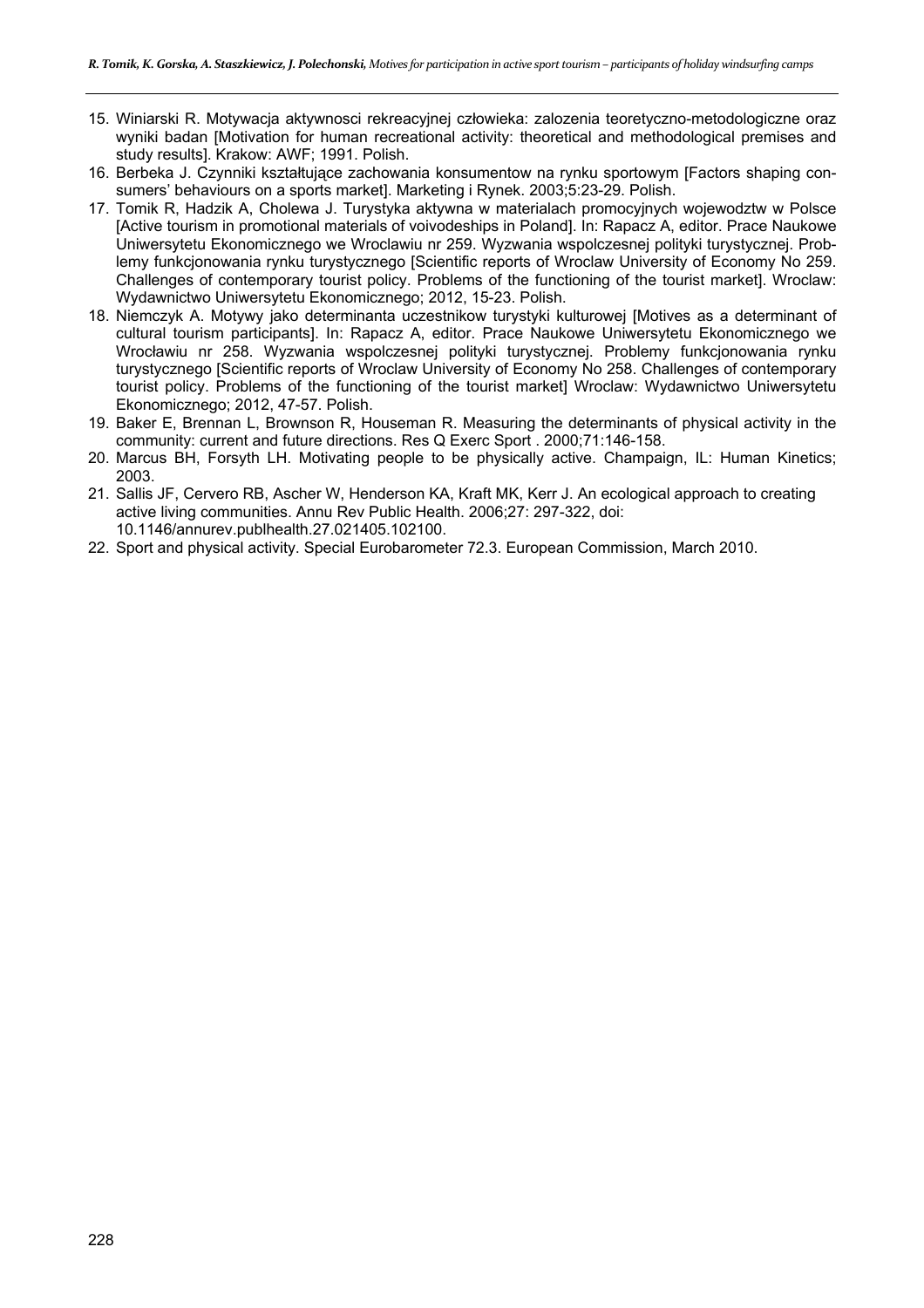15. Winiarski R. Motywacja aktywnosci rekreacyjnej człowieka: zalozenia teoretyczno-metodologiczne oraz wyniki badan [Motivation for human recreational activity: theoretical and methodological premises and study results]. Krakow: AWF; 1991. Polish.
16. Berbeka J. Czynniki kształtujące zachowania konsumentow na rynku sportowym [Factors shaping consumers' behaviours on a sports market]. Marketing i Rynek. 2003;5:23-29. Polish.
17. Tomik R, Hadzik A, Cholewa J. Turystyka aktywna w materialach promocyjnych wojewodztw w Polsce [Active tourism in promotional materials of voivodeships in Poland]. In: Rapacz A, editor. Prace Naukowe Uniwersytetu Ekonomicznego we Wroclawiu nr 259. Wyzwania wspolczesnej polityki turystycznej. Problemy funkcjonowania rynku turystycznego [Scientific reports of Wroclaw University of Economy No 259. Challenges of contemporary tourist policy. Problems of the functioning of the tourist market]. Wroclaw: Wydawnictwo Uniwersytetu Ekonomicznego; 2012, 15-23. Polish.
18. Niemczyk A. Motywy jako determinanta uczestnikow turystyki kulturowej [Motives as a determinant of cultural tourism participants]. In: Rapacz A, editor. Prace Naukowe Uniwersytetu Ekonomicznego we Wrocławiu nr 258. Wyzwania wspolczesnej polityki turystycznej. Problemy funkcjonowania rynku turystycznego [Scientific reports of Wroclaw University of Economy No 258. Challenges of contemporary tourist policy. Problems of the functioning of the tourist market] Wroclaw: Wydawnictwo Uniwersytetu Ekonomicznego; 2012, 47-57. Polish.
19. Baker E, Brennan L, Brownson R, Houseman R. Measuring the determinants of physical activity in the community: current and future directions. Res Q Exerc Sport . 2000;71:146-158.
20. Marcus BH, Forsyth LH. Motivating people to be physically active. Champaign, IL: Human Kinetics; 2003.
21. Sallis JF, Cervero RB, Ascher W, Henderson KA, Kraft MK, Kerr J. An ecological approach to creating active living communities. Annu Rev Public Health. 2006;27: 297-322, doi: 10.1146/annurev.publhealth.27.021405.102100.
22. Sport and physical activity. Special Eurobarometer 72.3. European Commission, March 2010.